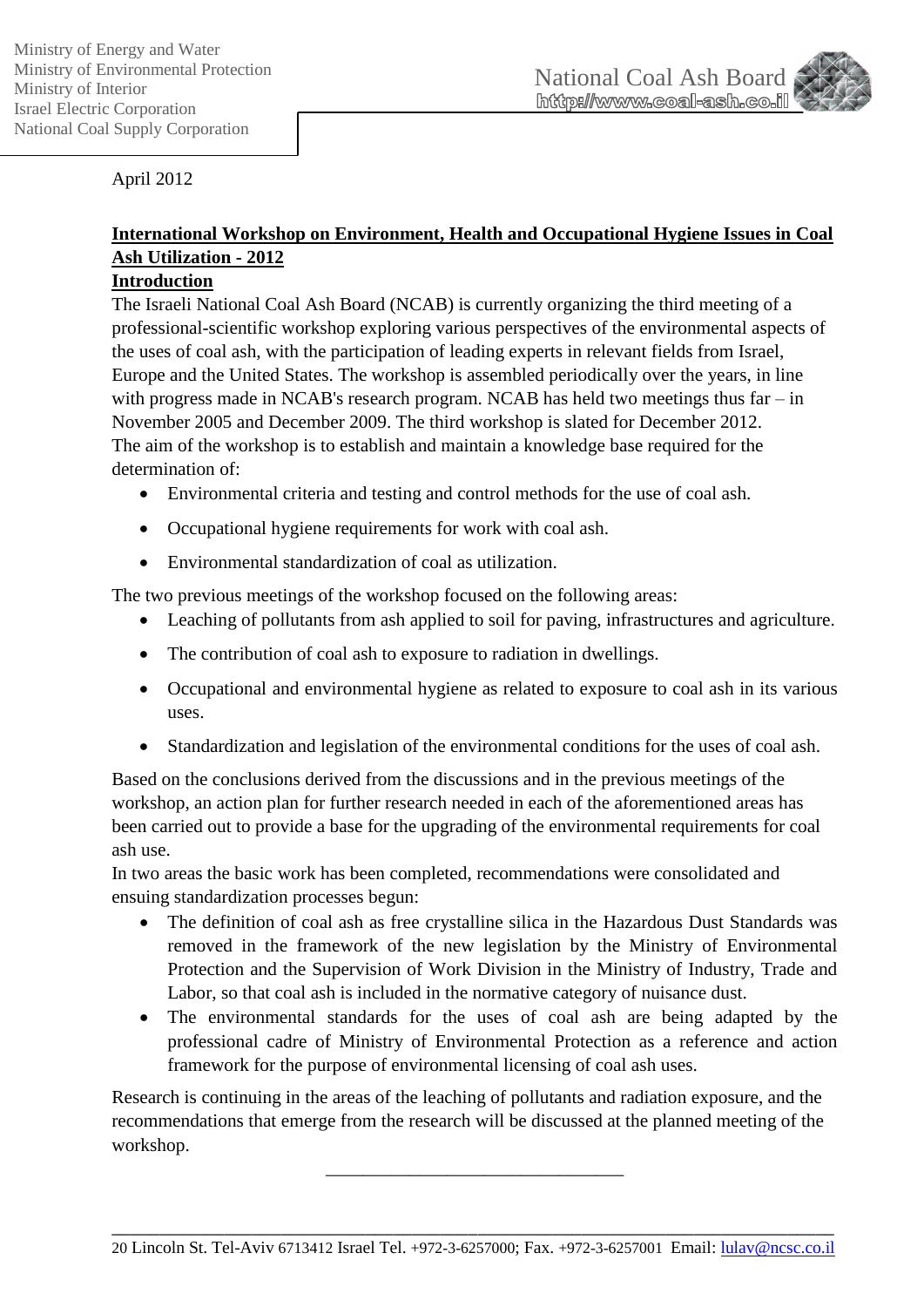Ministry of Energy and Water
Ministry of Environmental Protection
Ministry of Interior
Israel Electric Corporation
National Coal Supply Corporation

National Coal Ash Board
http://www.coal-ash.co.il

April 2012

**International Workshop on Environment, Health and Occupational Hygiene Issues in Coal Ash Utilization - 2012**

**Introduction**

The Israeli National Coal Ash Board (NCAB) is currently organizing the third meeting of a professional-scientific workshop exploring various perspectives of the environmental aspects of the uses of coal ash, with the participation of leading experts in relevant fields from Israel, Europe and the United States. The workshop is assembled periodically over the years, in line with progress made in NCAB's research program. NCAB has held two meetings thus far – in November 2005 and December 2009. The third workshop is slated for December 2012.

The aim of the workshop is to establish and maintain a knowledge base required for the determination of:

- Environmental criteria and testing and control methods for the use of coal ash.
- Occupational hygiene requirements for work with coal ash.
- Environmental standardization of coal as utilization.

The two previous meetings of the workshop focused on the following areas:

- Leaching of pollutants from ash applied to soil for paving, infrastructures and agriculture.
- The contribution of coal ash to exposure to radiation in dwellings.
- Occupational and environmental hygiene as related to exposure to coal ash in its various uses.
- Standardization and legislation of the environmental conditions for the uses of coal ash.

Based on the conclusions derived from the discussions and in the previous meetings of the workshop, an action plan for further research needed in each of the aforementioned areas has been carried out to provide a base for the upgrading of the environmental requirements for coal ash use.

In two areas the basic work has been completed, recommendations were consolidated and ensuing standardization processes begun:

- The definition of coal ash as free crystalline silica in the Hazardous Dust Standards was removed in the framework of the new legislation by the Ministry of Environmental Protection and the Supervision of Work Division in the Ministry of Industry, Trade and Labor, so that coal ash is included in the normative category of nuisance dust.
- The environmental standards for the uses of coal ash are being adapted by the professional cadre of Ministry of Environmental Protection as a reference and action framework for the purpose of environmental licensing of coal ash uses.

Research is continuing in the areas of the leaching of pollutants and radiation exposure, and the recommendations that emerge from the research will be discussed at the planned meeting of the workshop.

---

20 Lincoln St. Tel-Aviv 6713412 Israel Tel. +972-3-6257000; Fax. +972-3-6257001 Email: lulav@ncsc.co.il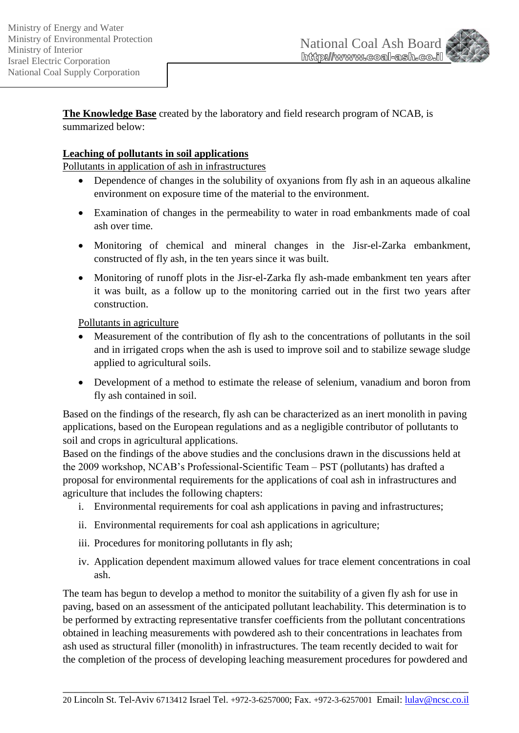**The Knowledge Base** created by the laboratory and field research program of NCAB, is summarized below:

**Leaching of pollutants in soil applications**

Pollutants in application of ash in infrastructures

- Dependence of changes in the solubility of oxyanions from fly ash in an aqueous alkaline environment on exposure time of the material to the environment.
- Examination of changes in the permeability to water in road embankments made of coal ash over time.
- Monitoring of chemical and mineral changes in the Jisr-el-Zarka embankment, constructed of fly ash, in the ten years since it was built.
- Monitoring of runoff plots in the Jisr-el-Zarka fly ash-made embankment ten years after it was built, as a follow up to the monitoring carried out in the first two years after construction.

Pollutants in agriculture

- Measurement of the contribution of fly ash to the concentrations of pollutants in the soil and in irrigated crops when the ash is used to improve soil and to stabilize sewage sludge applied to agricultural soils.
- Development of a method to estimate the release of selenium, vanadium and boron from fly ash contained in soil.

Based on the findings of the research, fly ash can be characterized as an inert monolith in paving applications, based on the European regulations and as a negligible contributor of pollutants to soil and crops in agricultural applications.

Based on the findings of the above studies and the conclusions drawn in the discussions held at the 2009 workshop, NCAB's Professional-Scientific Team – PST (pollutants) has drafted a proposal for environmental requirements for the applications of coal ash in infrastructures and agriculture that includes the following chapters:

i. Environmental requirements for coal ash applications in paving and infrastructures;
ii. Environmental requirements for coal ash applications in agriculture;
iii. Procedures for monitoring pollutants in fly ash;
iv. Application dependent maximum allowed values for trace element concentrations in coal ash.

The team has begun to develop a method to monitor the suitability of a given fly ash for use in paving, based on an assessment of the anticipated pollutant leachability. This determination is to be performed by extracting representative transfer coefficients from the pollutant concentrations obtained in leaching measurements with powdered ash to their concentrations in leachates from ash used as structural filler (monolith) in infrastructures. The team recently decided to wait for the completion of the process of developing leaching measurement procedures for powdered and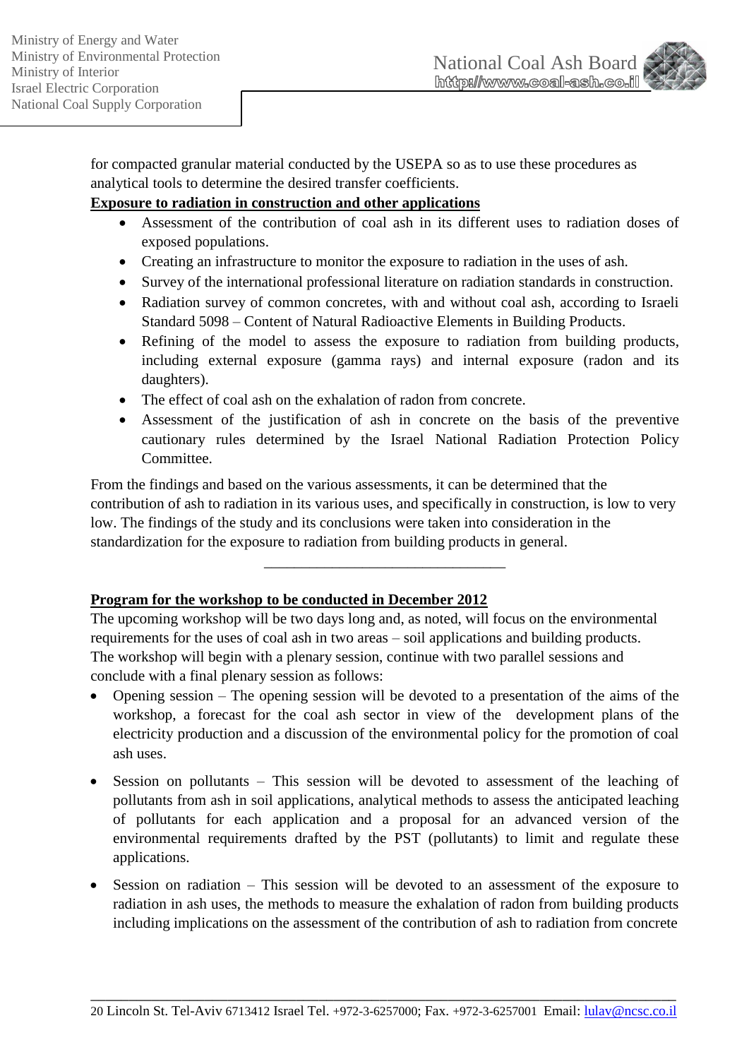for compacted granular material conducted by the USEPA so as to use these procedures as analytical tools to determine the desired transfer coefficients.

**Exposure to radiation in construction and other applications**

- Assessment of the contribution of coal ash in its different uses to radiation doses of exposed populations.
- Creating an infrastructure to monitor the exposure to radiation in the uses of ash.
- Survey of the international professional literature on radiation standards in construction.
- Radiation survey of common concretes, with and without coal ash, according to Israeli Standard 5098 – Content of Natural Radioactive Elements in Building Products.
- Refining of the model to assess the exposure to radiation from building products, including external exposure (gamma rays) and internal exposure (radon and its daughters).
- The effect of coal ash on the exhalation of radon from concrete.
- Assessment of the justification of ash in concrete on the basis of the preventive cautionary rules determined by the Israel National Radiation Protection Policy Committee.

From the findings and based on the various assessments, it can be determined that the contribution of ash to radiation in its various uses, and specifically in construction, is low to very low. The findings of the study and its conclusions were taken into consideration in the standardization for the exposure to radiation from building products in general.

---

**Program for the workshop to be conducted in December 2012**

The upcoming workshop will be two days long and, as noted, will focus on the environmental requirements for the uses of coal ash in two areas – soil applications and building products. The workshop will begin with a plenary session, continue with two parallel sessions and conclude with a final plenary session as follows:

- Opening session – The opening session will be devoted to a presentation of the aims of the workshop, a forecast for the coal ash sector in view of the development plans of the electricity production and a discussion of the environmental policy for the promotion of coal ash uses.
- Session on pollutants – This session will be devoted to assessment of the leaching of pollutants from ash in soil applications, analytical methods to assess the anticipated leaching of pollutants for each application and a proposal for an advanced version of the environmental requirements drafted by the PST (pollutants) to limit and regulate these applications.
- Session on radiation – This session will be devoted to an assessment of the exposure to radiation in ash uses, the methods to measure the exhalation of radon from building products including implications on the assessment of the contribution of ash to radiation from concrete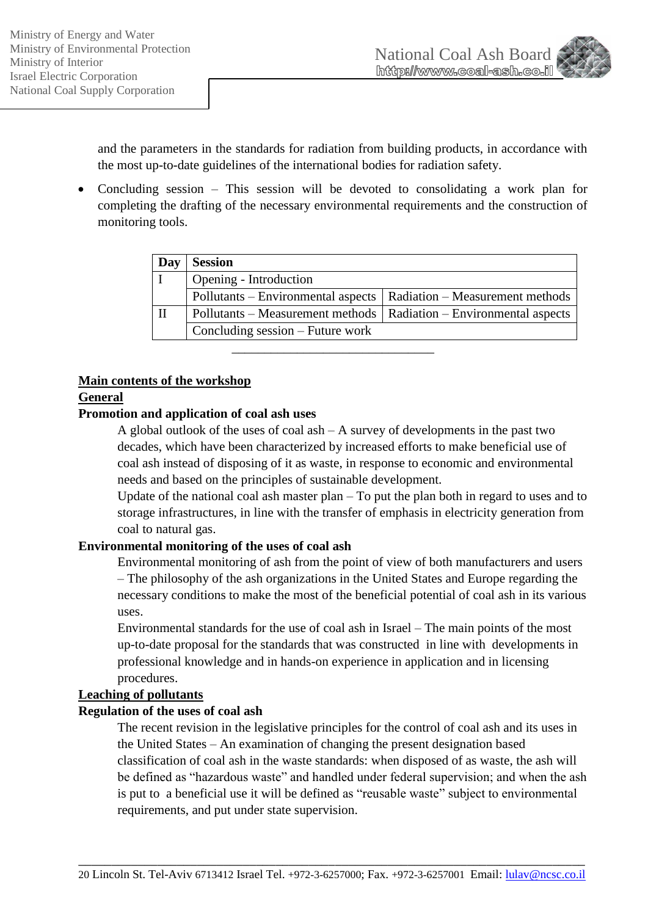and the parameters in the standards for radiation from building products, in accordance with the most up-to-date guidelines of the international bodies for radiation safety.

- Concluding session – This session will be devoted to consolidating a work plan for completing the drafting of the necessary environmental requirements and the construction of monitoring tools.

| Day | Session | |
|---|---|---|
| I | Opening - Introduction | |
| | Pollutants – Environmental aspects | Radiation – Measurement methods |
| II | Pollutants – Measurement methods | Radiation – Environmental aspects |
| | Concluding session – Future work | |

______________________________

**Main contents of the workshop**

**General**

**Promotion and application of coal ash uses**

A global outlook of the uses of coal ash – A survey of developments in the past two decades, which have been characterized by increased efforts to make beneficial use of coal ash instead of disposing of it as waste, in response to economic and environmental needs and based on the principles of sustainable development.

Update of the national coal ash master plan – To put the plan both in regard to uses and to storage infrastructures, in line with the transfer of emphasis in electricity generation from coal to natural gas.

**Environmental monitoring of the uses of coal ash**

Environmental monitoring of ash from the point of view of both manufacturers and users – The philosophy of the ash organizations in the United States and Europe regarding the necessary conditions to make the most of the beneficial potential of coal ash in its various uses.

Environmental standards for the use of coal ash in Israel – The main points of the most up-to-date proposal for the standards that was constructed in line with developments in professional knowledge and in hands-on experience in application and in licensing procedures.

**Leaching of pollutants**

**Regulation of the uses of coal ash**

The recent revision in the legislative principles for the control of coal ash and its uses in the United States – An examination of changing the present designation based classification of coal ash in the waste standards: when disposed of as waste, the ash will be defined as "hazardous waste" and handled under federal supervision; and when the ash is put to a beneficial use it will be defined as "reusable waste" subject to environmental requirements, and put under state supervision.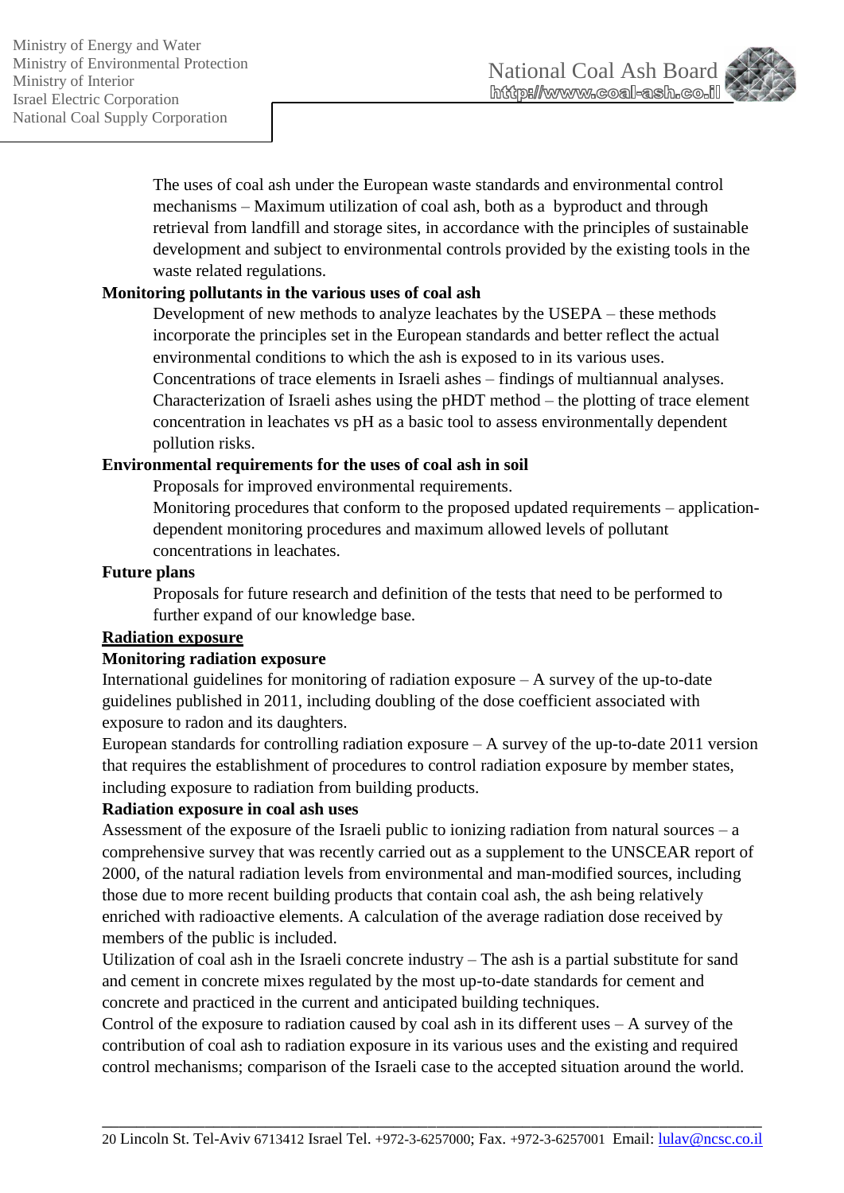The uses of coal ash under the European waste standards and environmental control mechanisms – Maximum utilization of coal ash, both as a byproduct and through retrieval from landfill and storage sites, in accordance with the principles of sustainable development and subject to environmental controls provided by the existing tools in the waste related regulations.

**Monitoring pollutants in the various uses of coal ash**

Development of new methods to analyze leachates by the USEPA – these methods incorporate the principles set in the European standards and better reflect the actual environmental conditions to which the ash is exposed to in its various uses.

Concentrations of trace elements in Israeli ashes – findings of multiannual analyses.

Characterization of Israeli ashes using the pHDT method – the plotting of trace element concentration in leachates vs pH as a basic tool to assess environmentally dependent pollution risks.

**Environmental requirements for the uses of coal ash in soil**

Proposals for improved environmental requirements.

Monitoring procedures that conform to the proposed updated requirements – application-dependent monitoring procedures and maximum allowed levels of pollutant concentrations in leachates.

**Future plans**

Proposals for future research and definition of the tests that need to be performed to further expand of our knowledge base.

**Radiation exposure**

**Monitoring radiation exposure**

International guidelines for monitoring of radiation exposure – A survey of the up-to-date guidelines published in 2011, including doubling of the dose coefficient associated with exposure to radon and its daughters.

European standards for controlling radiation exposure – A survey of the up-to-date 2011 version that requires the establishment of procedures to control radiation exposure by member states, including exposure to radiation from building products.

**Radiation exposure in coal ash uses**

Assessment of the exposure of the Israeli public to ionizing radiation from natural sources – a comprehensive survey that was recently carried out as a supplement to the UNSCEAR report of 2000, of the natural radiation levels from environmental and man-modified sources, including those due to more recent building products that contain coal ash, the ash being relatively enriched with radioactive elements. A calculation of the average radiation dose received by members of the public is included.

Utilization of coal ash in the Israeli concrete industry – The ash is a partial substitute for sand and cement in concrete mixes regulated by the most up-to-date standards for cement and concrete and practiced in the current and anticipated building techniques.

Control of the exposure to radiation caused by coal ash in its different uses – A survey of the contribution of coal ash to radiation exposure in its various uses and the existing and required control mechanisms; comparison of the Israeli case to the accepted situation around the world.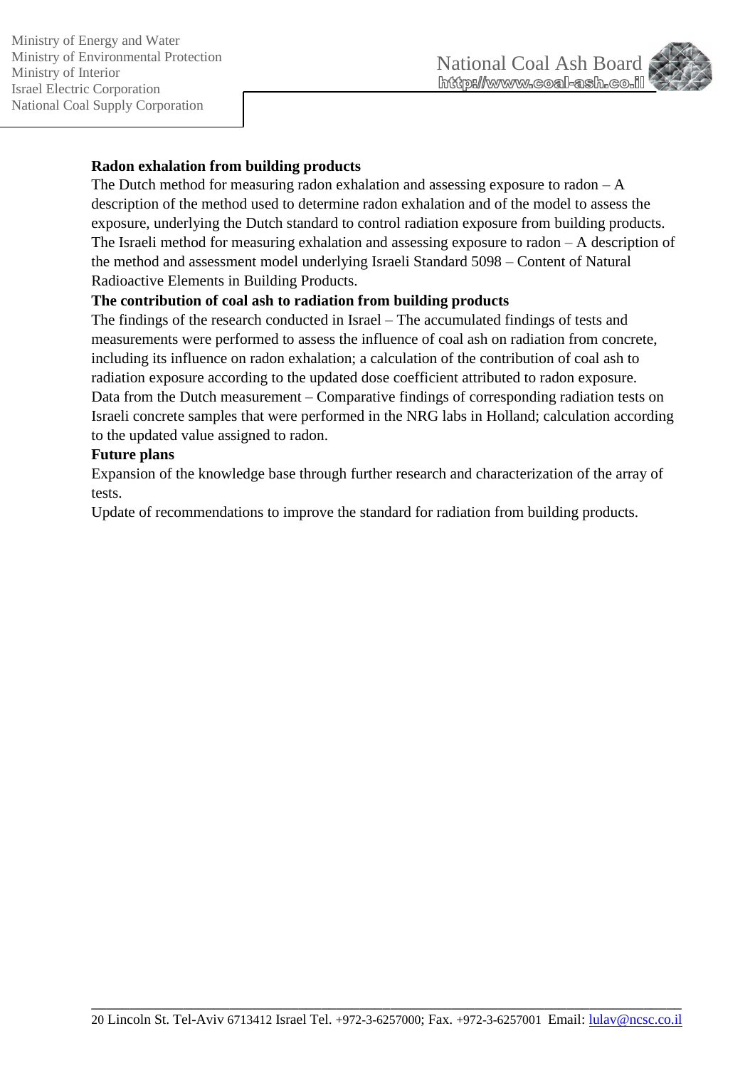**Radon exhalation from building products**

The Dutch method for measuring radon exhalation and assessing exposure to radon – A description of the method used to determine radon exhalation and of the model to assess the exposure, underlying the Dutch standard to control radiation exposure from building products.

The Israeli method for measuring exhalation and assessing exposure to radon – A description of the method and assessment model underlying Israeli Standard 5098 – Content of Natural Radioactive Elements in Building Products.

**The contribution of coal ash to radiation from building products**

The findings of the research conducted in Israel – The accumulated findings of tests and measurements were performed to assess the influence of coal ash on radiation from concrete, including its influence on radon exhalation; a calculation of the contribution of coal ash to radiation exposure according to the updated dose coefficient attributed to radon exposure.

Data from the Dutch measurement – Comparative findings of corresponding radiation tests on Israeli concrete samples that were performed in the NRG labs in Holland; calculation according to the updated value assigned to radon.

**Future plans**

Expansion of the knowledge base through further research and characterization of the array of tests.

Update of recommendations to improve the standard for radiation from building products.